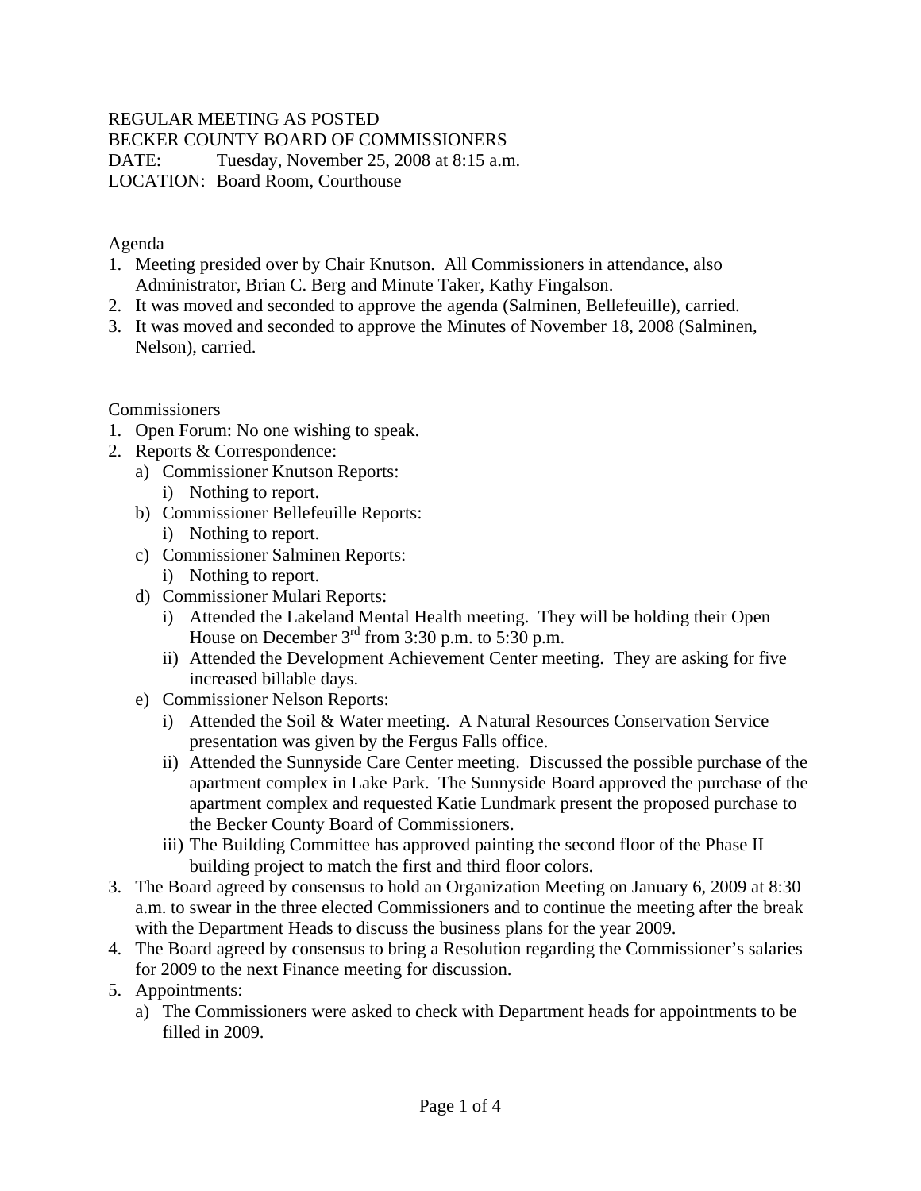REGULAR MEETING AS POSTED
BECKER COUNTY BOARD OF COMMISSIONERS
DATE: Tuesday, November 25, 2008 at 8:15 a.m.
LOCATION: Board Room, Courthouse

Agenda

1. Meeting presided over by Chair Knutson. All Commissioners in attendance, also Administrator, Brian C. Berg and Minute Taker, Kathy Fingalson.
2. It was moved and seconded to approve the agenda (Salminen, Bellefeuille), carried.
3. It was moved and seconded to approve the Minutes of November 18, 2008 (Salminen, Nelson), carried.

Commissioners

1. Open Forum: No one wishing to speak.
2. Reports & Correspondence:
   a) Commissioner Knutson Reports:
      i) Nothing to report.
   b) Commissioner Bellefeuille Reports:
      i) Nothing to report.
   c) Commissioner Salminen Reports:
      i) Nothing to report.
   d) Commissioner Mulari Reports:
      i) Attended the Lakeland Mental Health meeting. They will be holding their Open House on December 3rd from 3:30 p.m. to 5:30 p.m.
      ii) Attended the Development Achievement Center meeting. They are asking for five increased billable days.
   e) Commissioner Nelson Reports:
      i) Attended the Soil & Water meeting. A Natural Resources Conservation Service presentation was given by the Fergus Falls office.
      ii) Attended the Sunnyside Care Center meeting. Discussed the possible purchase of the apartment complex in Lake Park. The Sunnyside Board approved the purchase of the apartment complex and requested Katie Lundmark present the proposed purchase to the Becker County Board of Commissioners.
      iii) The Building Committee has approved painting the second floor of the Phase II building project to match the first and third floor colors.
3. The Board agreed by consensus to hold an Organization Meeting on January 6, 2009 at 8:30 a.m. to swear in the three elected Commissioners and to continue the meeting after the break with the Department Heads to discuss the business plans for the year 2009.
4. The Board agreed by consensus to bring a Resolution regarding the Commissioner's salaries for 2009 to the next Finance meeting for discussion.
5. Appointments:
   a) The Commissioners were asked to check with Department heads for appointments to be filled in 2009.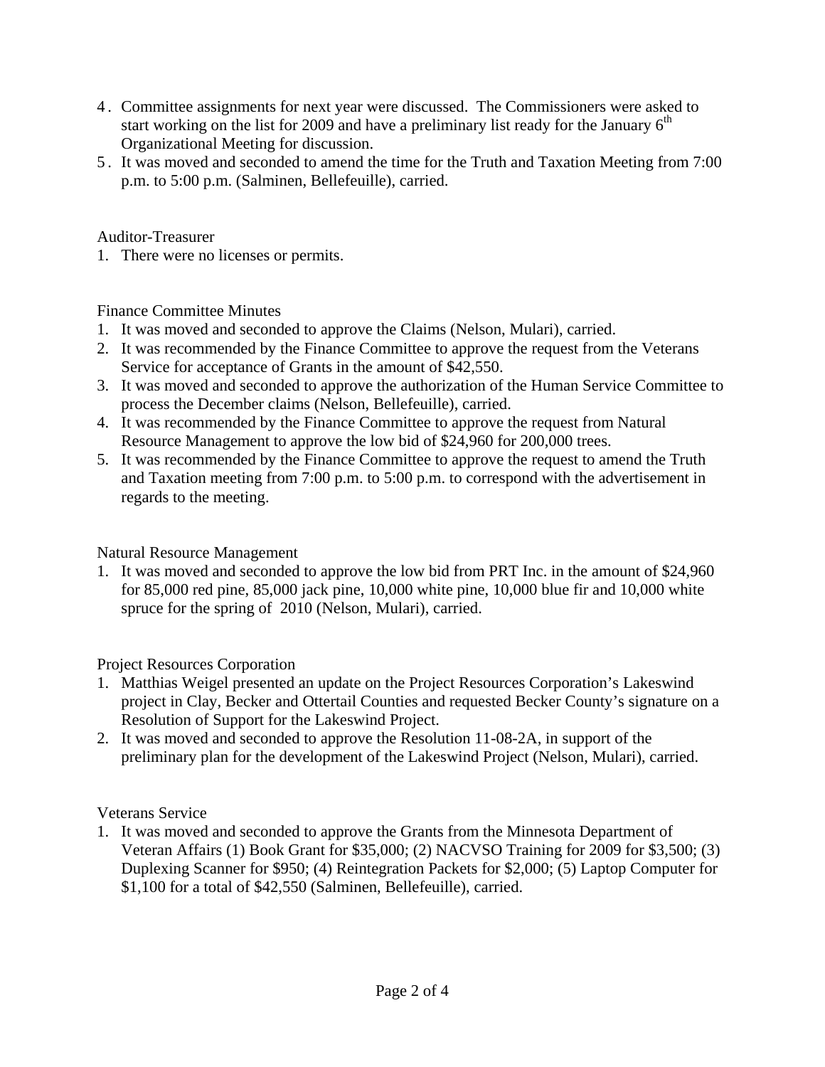4. Committee assignments for next year were discussed. The Commissioners were asked to start working on the list for 2009 and have a preliminary list ready for the January 6th Organizational Meeting for discussion.
5. It was moved and seconded to amend the time for the Truth and Taxation Meeting from 7:00 p.m. to 5:00 p.m. (Salminen, Bellefeuille), carried.

Auditor-Treasurer

1. There were no licenses or permits.

Finance Committee Minutes

1. It was moved and seconded to approve the Claims (Nelson, Mulari), carried.
2. It was recommended by the Finance Committee to approve the request from the Veterans Service for acceptance of Grants in the amount of $42,550.
3. It was moved and seconded to approve the authorization of the Human Service Committee to process the December claims (Nelson, Bellefeuille), carried.
4. It was recommended by the Finance Committee to approve the request from Natural Resource Management to approve the low bid of $24,960 for 200,000 trees.
5. It was recommended by the Finance Committee to approve the request to amend the Truth and Taxation meeting from 7:00 p.m. to 5:00 p.m. to correspond with the advertisement in regards to the meeting.

Natural Resource Management

1. It was moved and seconded to approve the low bid from PRT Inc. in the amount of $24,960 for 85,000 red pine, 85,000 jack pine, 10,000 white pine, 10,000 blue fir and 10,000 white spruce for the spring of 2010 (Nelson, Mulari), carried.

Project Resources Corporation

1. Matthias Weigel presented an update on the Project Resources Corporation's Lakeswind project in Clay, Becker and Ottertail Counties and requested Becker County's signature on a Resolution of Support for the Lakeswind Project.
2. It was moved and seconded to approve the Resolution 11-08-2A, in support of the preliminary plan for the development of the Lakeswind Project (Nelson, Mulari), carried.

Veterans Service

1. It was moved and seconded to approve the Grants from the Minnesota Department of Veteran Affairs (1) Book Grant for $35,000; (2) NACVSO Training for 2009 for $3,500; (3) Duplexing Scanner for $950; (4) Reintegration Packets for $2,000; (5) Laptop Computer for $1,100 for a total of $42,550 (Salminen, Bellefeuille), carried.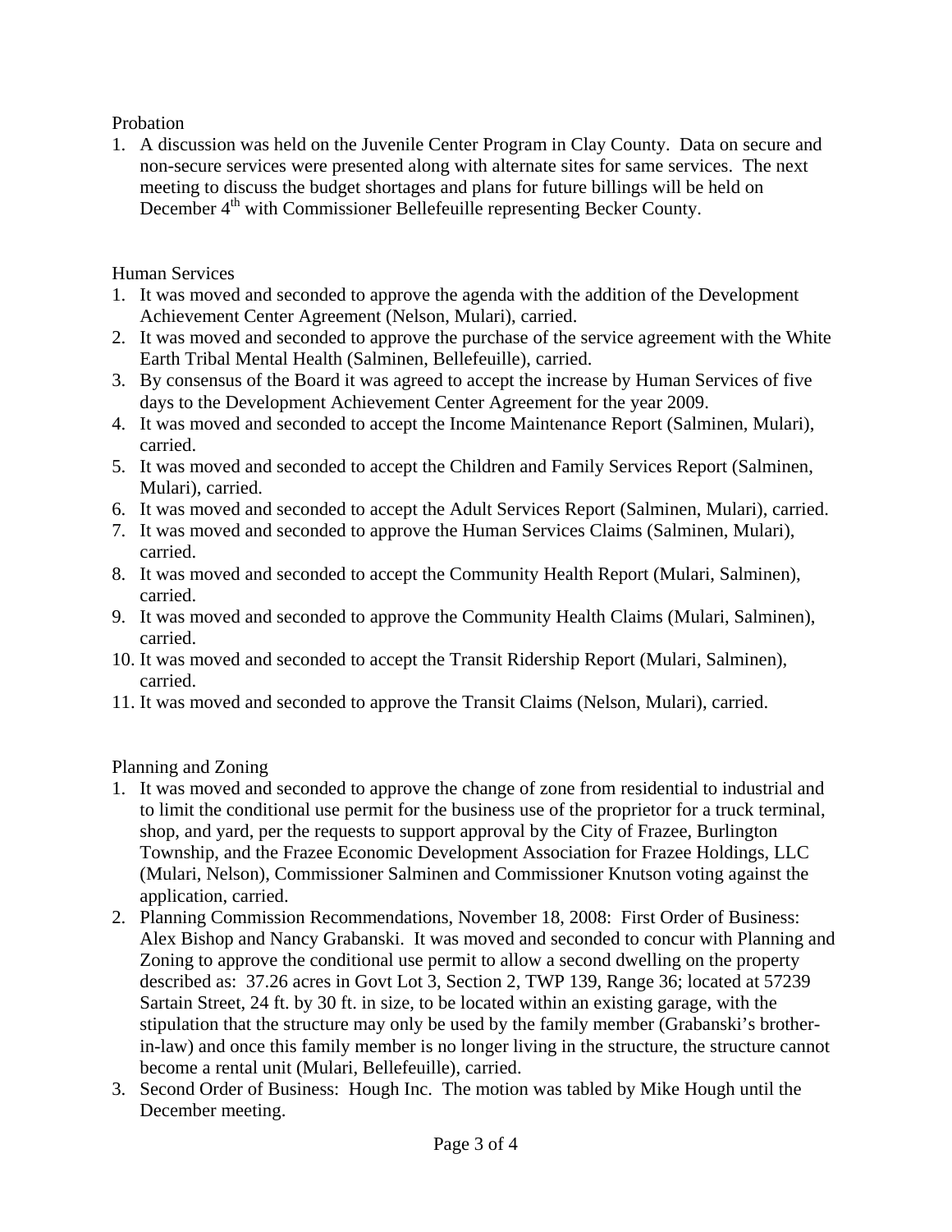Probation

1. A discussion was held on the Juvenile Center Program in Clay County. Data on secure and non-secure services were presented along with alternate sites for same services. The next meeting to discuss the budget shortages and plans for future billings will be held on December 4th with Commissioner Bellefeuille representing Becker County.

Human Services

1. It was moved and seconded to approve the agenda with the addition of the Development Achievement Center Agreement (Nelson, Mulari), carried.
2. It was moved and seconded to approve the purchase of the service agreement with the White Earth Tribal Mental Health (Salminen, Bellefeuille), carried.
3. By consensus of the Board it was agreed to accept the increase by Human Services of five days to the Development Achievement Center Agreement for the year 2009.
4. It was moved and seconded to accept the Income Maintenance Report (Salminen, Mulari), carried.
5. It was moved and seconded to accept the Children and Family Services Report (Salminen, Mulari), carried.
6. It was moved and seconded to accept the Adult Services Report (Salminen, Mulari), carried.
7. It was moved and seconded to approve the Human Services Claims (Salminen, Mulari), carried.
8. It was moved and seconded to accept the Community Health Report (Mulari, Salminen), carried.
9. It was moved and seconded to approve the Community Health Claims (Mulari, Salminen), carried.
10. It was moved and seconded to accept the Transit Ridership Report (Mulari, Salminen), carried.
11. It was moved and seconded to approve the Transit Claims (Nelson, Mulari), carried.

Planning and Zoning

1. It was moved and seconded to approve the change of zone from residential to industrial and to limit the conditional use permit for the business use of the proprietor for a truck terminal, shop, and yard, per the requests to support approval by the City of Frazee, Burlington Township, and the Frazee Economic Development Association for Frazee Holdings, LLC (Mulari, Nelson), Commissioner Salminen and Commissioner Knutson voting against the application, carried.
2. Planning Commission Recommendations, November 18, 2008: First Order of Business: Alex Bishop and Nancy Grabanski. It was moved and seconded to concur with Planning and Zoning to approve the conditional use permit to allow a second dwelling on the property described as: 37.26 acres in Govt Lot 3, Section 2, TWP 139, Range 36; located at 57239 Sartain Street, 24 ft. by 30 ft. in size, to be located within an existing garage, with the stipulation that the structure may only be used by the family member (Grabanski's brother-in-law) and once this family member is no longer living in the structure, the structure cannot become a rental unit (Mulari, Bellefeuille), carried.
3. Second Order of Business: Hough Inc. The motion was tabled by Mike Hough until the December meeting.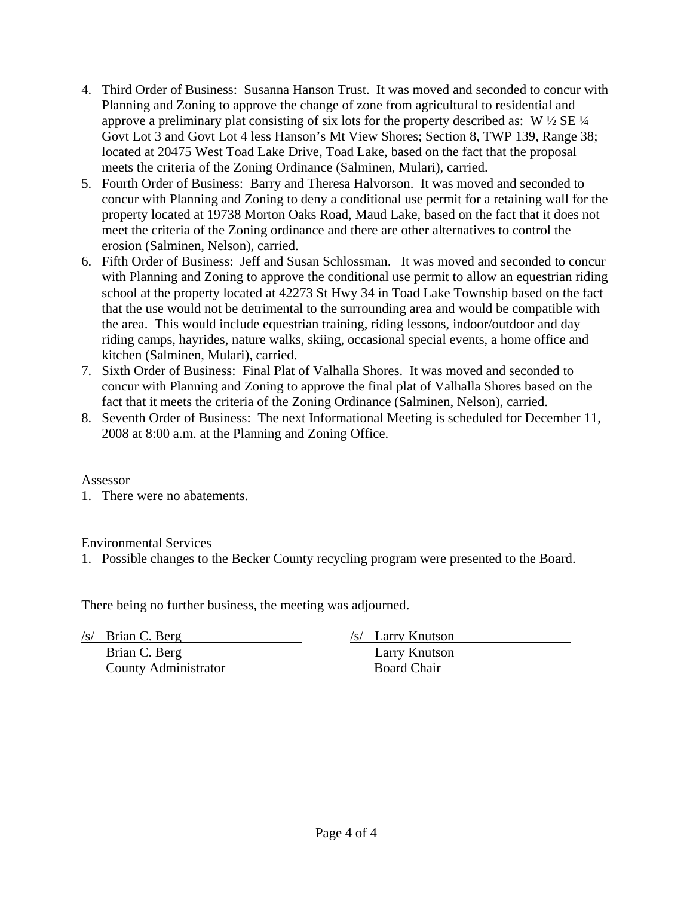4. Third Order of Business: Susanna Hanson Trust. It was moved and seconded to concur with Planning and Zoning to approve the change of zone from agricultural to residential and approve a preliminary plat consisting of six lots for the property described as: W ½ SE ¼ Govt Lot 3 and Govt Lot 4 less Hanson's Mt View Shores; Section 8, TWP 139, Range 38; located at 20475 West Toad Lake Drive, Toad Lake, based on the fact that the proposal meets the criteria of the Zoning Ordinance (Salminen, Mulari), carried.
5. Fourth Order of Business: Barry and Theresa Halvorson. It was moved and seconded to concur with Planning and Zoning to deny a conditional use permit for a retaining wall for the property located at 19738 Morton Oaks Road, Maud Lake, based on the fact that it does not meet the criteria of the Zoning ordinance and there are other alternatives to control the erosion (Salminen, Nelson), carried.
6. Fifth Order of Business: Jeff and Susan Schlossman. It was moved and seconded to concur with Planning and Zoning to approve the conditional use permit to allow an equestrian riding school at the property located at 42273 St Hwy 34 in Toad Lake Township based on the fact that the use would not be detrimental to the surrounding area and would be compatible with the area. This would include equestrian training, riding lessons, indoor/outdoor and day riding camps, hayrides, nature walks, skiing, occasional special events, a home office and kitchen (Salminen, Mulari), carried.
7. Sixth Order of Business: Final Plat of Valhalla Shores. It was moved and seconded to concur with Planning and Zoning to approve the final plat of Valhalla Shores based on the fact that it meets the criteria of the Zoning Ordinance (Salminen, Nelson), carried.
8. Seventh Order of Business: The next Informational Meeting is scheduled for December 11, 2008 at 8:00 a.m. at the Planning and Zoning Office.

Assessor

1. There were no abatements.

Environmental Services

1. Possible changes to the Becker County recycling program were presented to the Board.

There being no further business, the meeting was adjourned.

/s/ Brian C. Berg
Brian C. Berg
County Administrator

/s/ Larry Knutson
Larry Knutson
Board Chair